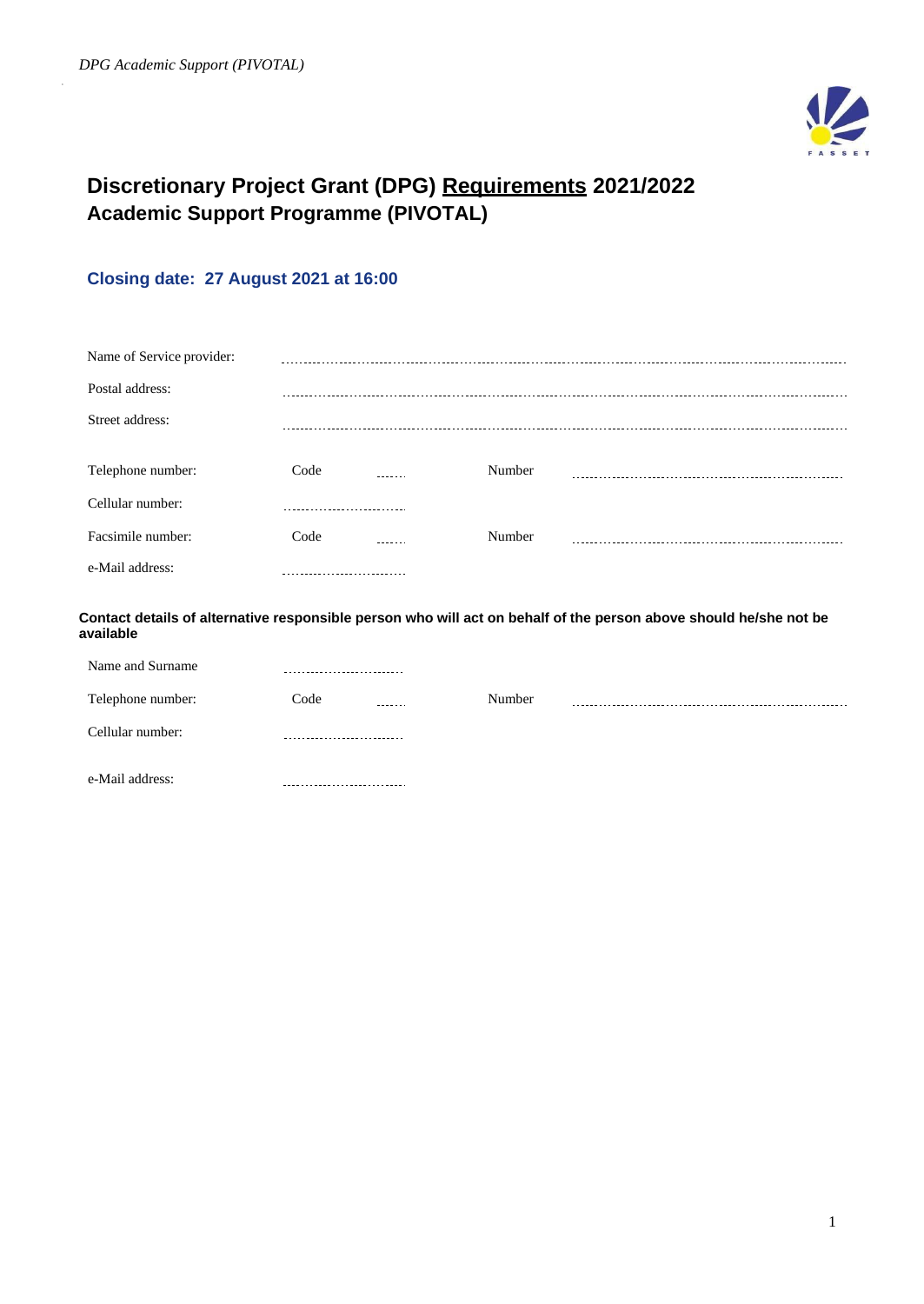# Discretionary Project Grant (DPG) Requirements 2021/2022
## Academic Support Programme (PIVOTAL)

### Closing date: 27 August 2021 at 16:00

Name of Service provider: ...............................................................................................

Postal address: ...............................................................................................

Street address: ...............................................................................................

Telephone number: Code ....... Number ...............................................................

Cellular number: ...............................

Facsimile number: Code ....... Number ...............................................................

e-Mail address: ...............................

**Contact details of alternative responsible person who will act on behalf of the person above should he/she not be available**

Name and Surname ...............................

Telephone number: Code ....... Number ...............................................................

Cellular number: ...............................

e-Mail address: ...............................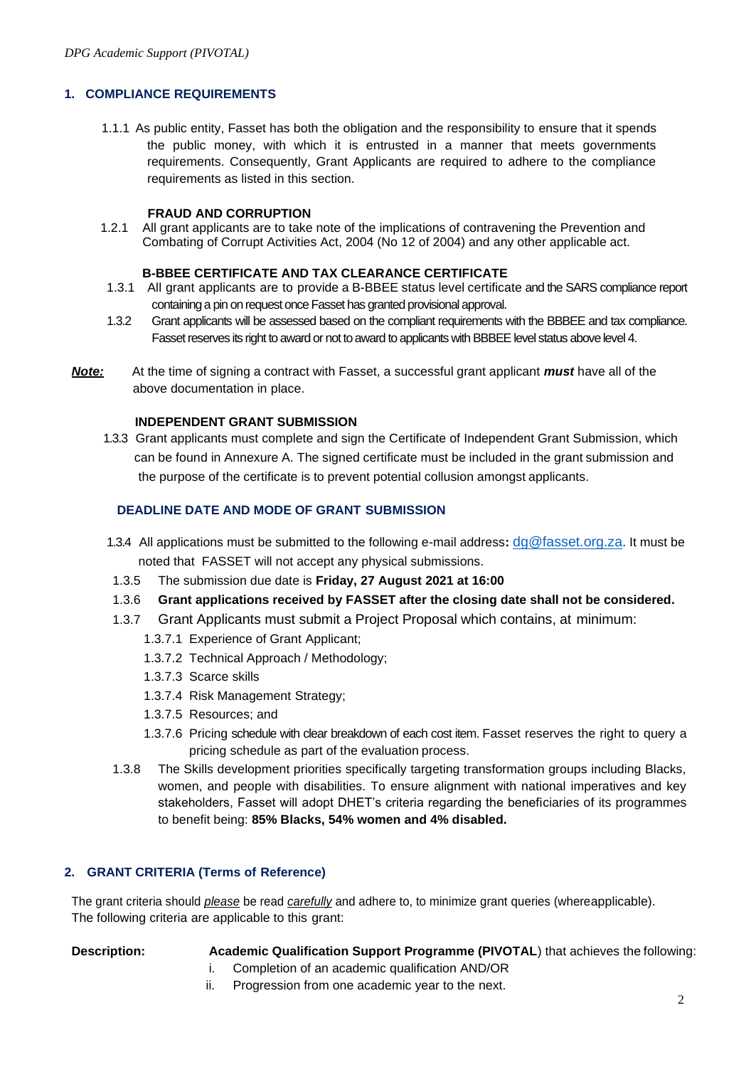## 1. COMPLIANCE REQUIREMENTS

1.1.1 As public entity, Fasset has both the obligation and the responsibility to ensure that it spends the public money, with which it is entrusted in a manner that meets governments requirements. Consequently, Grant Applicants are required to adhere to the compliance requirements as listed in this section.

**FRAUD AND CORRUPTION**

1.2.1 All grant applicants are to take note of the implications of contravening the Prevention and Combating of Corrupt Activities Act, 2004 (No 12 of 2004) and any other applicable act.

**B-BBEE CERTIFICATE AND TAX CLEARANCE CERTIFICATE**

1.3.1 All grant applicants are to provide a B-BBEE status level certificate and the SARS compliance report containing a pin on request once Fasset has granted provisional approval.

1.3.2 Grant applicants will be assessed based on the compliant requirements with the BBBEE and tax compliance. Fasset reserves its right to award or not to award to applicants with BBBEE level status above level 4.

***Note:*** At the time of signing a contract with Fasset, a successful grant applicant ***must*** have all of the above documentation in place.

**INDEPENDENT GRANT SUBMISSION**

1.3.3 Grant applicants must complete and sign the Certificate of Independent Grant Submission, which can be found in Annexure A. The signed certificate must be included in the grant submission and the purpose of the certificate is to prevent potential collusion amongst applicants.

**DEADLINE DATE AND MODE OF GRANT SUBMISSION**

1.3.4 All applications must be submitted to the following e-mail address**:** dg@fasset.org.za. It must be noted that FASSET will not accept any physical submissions.

1.3.5 The submission due date is **Friday, 27 August 2021 at 16:00**

1.3.6 **Grant applications received by FASSET after the closing date shall not be considered.**

1.3.7 Grant Applicants must submit a Project Proposal which contains, at minimum:

- 1.3.7.1 Experience of Grant Applicant;
- 1.3.7.2 Technical Approach / Methodology;
- 1.3.7.3 Scarce skills
- 1.3.7.4 Risk Management Strategy;
- 1.3.7.5 Resources; and
- 1.3.7.6 Pricing schedule with clear breakdown of each cost item. Fasset reserves the right to query a pricing schedule as part of the evaluation process.

1.3.8 The Skills development priorities specifically targeting transformation groups including Blacks, women, and people with disabilities. To ensure alignment with national imperatives and key stakeholders, Fasset will adopt DHET's criteria regarding the beneficiaries of its programmes to benefit being: **85% Blacks, 54% women and 4% disabled.**

## 2. GRANT CRITERIA (Terms of Reference)

The grant criteria should *please* be read *carefully* and adhere to, to minimize grant queries (whereapplicable). The following criteria are applicable to this grant:

**Description:** **Academic Qualification Support Programme (PIVOTAL**) that achieves the following:

1. Completion of an academic qualification AND/OR
2. Progression from one academic year to the next.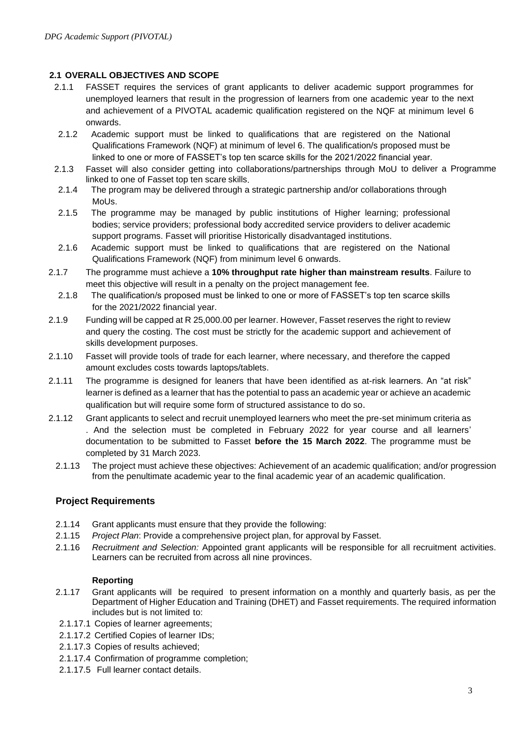### 2.1 OVERALL OBJECTIVES AND SCOPE

2.1.1 FASSET requires the services of grant applicants to deliver academic support programmes for unemployed learners that result in the progression of learners from one academic year to the next and achievement of a PIVOTAL academic qualification registered on the NQF at minimum level 6 onwards.

2.1.2 Academic support must be linked to qualifications that are registered on the National Qualifications Framework (NQF) at minimum of level 6. The qualification/s proposed must be linked to one or more of FASSET's top ten scarce skills for the 2021/2022 financial year.

2.1.3 Fasset will also consider getting into collaborations/partnerships through MoU to deliver a Programme linked to one of Fasset top ten scare skills.

2.1.4 The program may be delivered through a strategic partnership and/or collaborations through MoUs.

2.1.5 The programme may be managed by public institutions of Higher learning; professional bodies; service providers; professional body accredited service providers to deliver academic support programs. Fasset will prioritise Historically disadvantaged institutions.

2.1.6 Academic support must be linked to qualifications that are registered on the National Qualifications Framework (NQF) from minimum level 6 onwards.

2.1.7 The programme must achieve a **10% throughput rate higher than mainstream results**. Failure to meet this objective will result in a penalty on the project management fee.

2.1.8 The qualification/s proposed must be linked to one or more of FASSET's top ten scarce skills for the 2021/2022 financial year.

2.1.9 Funding will be capped at R 25,000.00 per learner. However, Fasset reserves the right to review and query the costing. The cost must be strictly for the academic support and achievement of skills development purposes.

2.1.10 Fasset will provide tools of trade for each learner, where necessary, and therefore the capped amount excludes costs towards laptops/tablets.

2.1.11 The programme is designed for leaners that have been identified as at-risk learners. An "at risk" learner is defined as a learner that has the potential to pass an academic year or achieve an academic qualification but will require some form of structured assistance to do so.

2.1.12 Grant applicants to select and recruit unemployed learners who meet the pre-set minimum criteria as . And the selection must be completed in February 2022 for year course and all learners' documentation to be submitted to Fasset **before the 15 March 2022**. The programme must be completed by 31 March 2023.

2.1.13 The project must achieve these objectives: Achievement of an academic qualification; and/or progression from the penultimate academic year to the final academic year of an academic qualification.

### Project Requirements

2.1.14 Grant applicants must ensure that they provide the following:

2.1.15 *Project Plan*: Provide a comprehensive project plan, for approval by Fasset.

2.1.16 *Recruitment and Selection:* Appointed grant applicants will be responsible for all recruitment activities. Learners can be recruited from across all nine provinces.

#### Reporting

2.1.17 Grant applicants will be required to present information on a monthly and quarterly basis, as per the Department of Higher Education and Training (DHET) and Fasset requirements. The required information includes but is not limited to:

2.1.17.1 Copies of learner agreements;

2.1.17.2 Certified Copies of learner IDs;

2.1.17.3 Copies of results achieved;

2.1.17.4 Confirmation of programme completion;

2.1.17.5 Full learner contact details.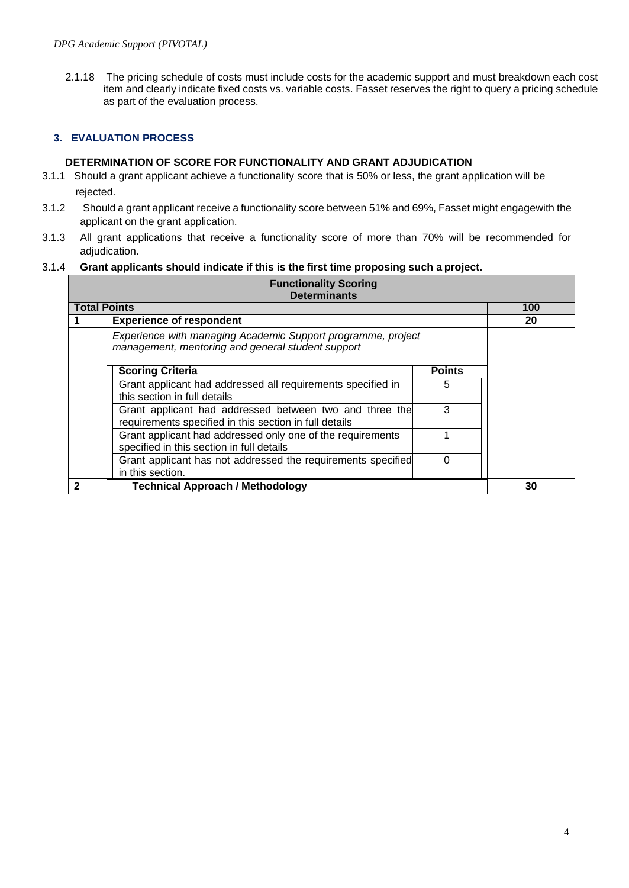2.1.18 The pricing schedule of costs must include costs for the academic support and must breakdown each cost item and clearly indicate fixed costs vs. variable costs. Fasset reserves the right to query a pricing schedule as part of the evaluation process.

## 3. EVALUATION PROCESS

### DETERMINATION OF SCORE FOR FUNCTIONALITY AND GRANT ADJUDICATION

3.1.1 Should a grant applicant achieve a functionality score that is 50% or less, the grant application will be rejected.

3.1.2 Should a grant applicant receive a functionality score between 51% and 69%, Fasset might engagewith the applicant on the grant application.

3.1.3 All grant applications that receive a functionality score of more than 70% will be recommended for adjudication.

3.1.4 **Grant applicants should indicate if this is the first time proposing such a project.**

| **Functionality Scoring Determinants** | | | |
|---|---|---|---|
| **Total Points** | | | **100** |
| **1** | **Experience of respondent** | | **20** |
| | *Experience with managing Academic Support programme, project management, mentoring and general student support* | | |
| | **Scoring Criteria** | **Points** | |
| | Grant applicant had addressed all requirements specified in this section in full details | 5 | |
| | Grant applicant had addressed between two and three the requirements specified in this section in full details | 3 | |
| | Grant applicant had addressed only one of the requirements specified in this section in full details | 1 | |
| | Grant applicant has not addressed the requirements specified in this section. | 0 | |
| **2** | **Technical Approach / Methodology** | | **30** |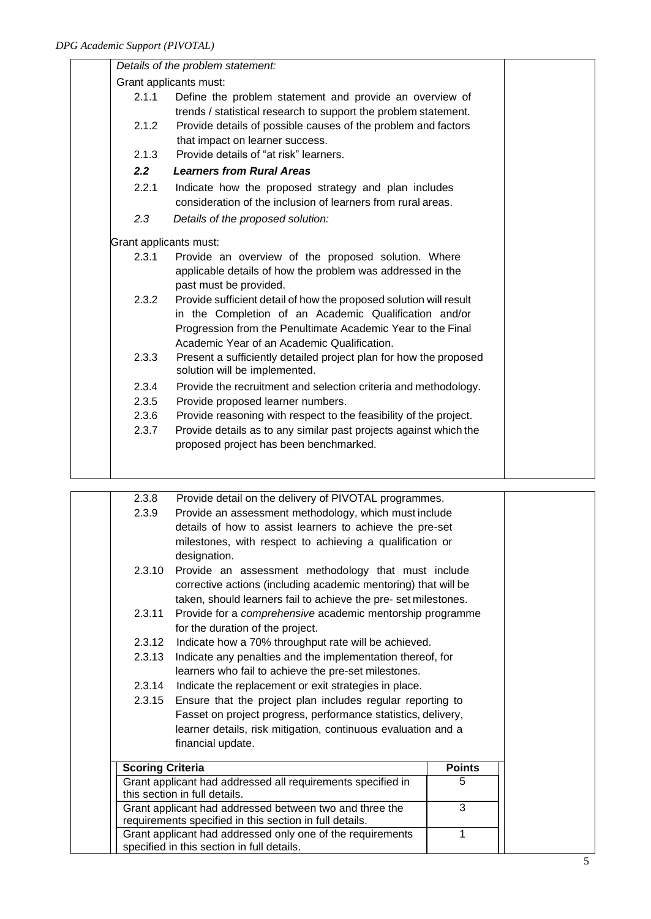*Details of the problem statement:*

Grant applicants must:

2.1.1 Define the problem statement and provide an overview of trends / statistical research to support the problem statement.

2.1.2 Provide details of possible causes of the problem and factors that impact on learner success.

2.1.3 Provide details of "at risk" learners.

***2.2 Learners from Rural Areas***

2.2.1 Indicate how the proposed strategy and plan includes consideration of the inclusion of learners from rural areas.

*2.3 Details of the proposed solution:*

Grant applicants must:

2.3.1 Provide an overview of the proposed solution. Where applicable details of how the problem was addressed in the past must be provided.

2.3.2 Provide sufficient detail of how the proposed solution will result in the Completion of an Academic Qualification and/or Progression from the Penultimate Academic Year to the Final Academic Year of an Academic Qualification.

2.3.3 Present a sufficiently detailed project plan for how the proposed solution will be implemented.

2.3.4 Provide the recruitment and selection criteria and methodology.

2.3.5 Provide proposed learner numbers.

2.3.6 Provide reasoning with respect to the feasibility of the project.

2.3.7 Provide details as to any similar past projects against which the proposed project has been benchmarked.

2.3.8 Provide detail on the delivery of PIVOTAL programmes.

2.3.9 Provide an assessment methodology, which must include details of how to assist learners to achieve the pre-set milestones, with respect to achieving a qualification or designation.

2.3.10 Provide an assessment methodology that must include corrective actions (including academic mentoring) that will be taken, should learners fail to achieve the pre- set milestones.

2.3.11 Provide for a *comprehensive* academic mentorship programme for the duration of the project.

2.3.12 Indicate how a 70% throughput rate will be achieved.

2.3.13 Indicate any penalties and the implementation thereof, for learners who fail to achieve the pre-set milestones.

2.3.14 Indicate the replacement or exit strategies in place.

2.3.15 Ensure that the project plan includes regular reporting to Fasset on project progress, performance statistics, delivery, learner details, risk mitigation, continuous evaluation and a financial update.

| Scoring Criteria | Points |
|---|---|
| Grant applicant had addressed all requirements specified in this section in full details. | 5 |
| Grant applicant had addressed between two and three the requirements specified in this section in full details. | 3 |
| Grant applicant had addressed only one of the requirements specified in this section in full details. | 1 |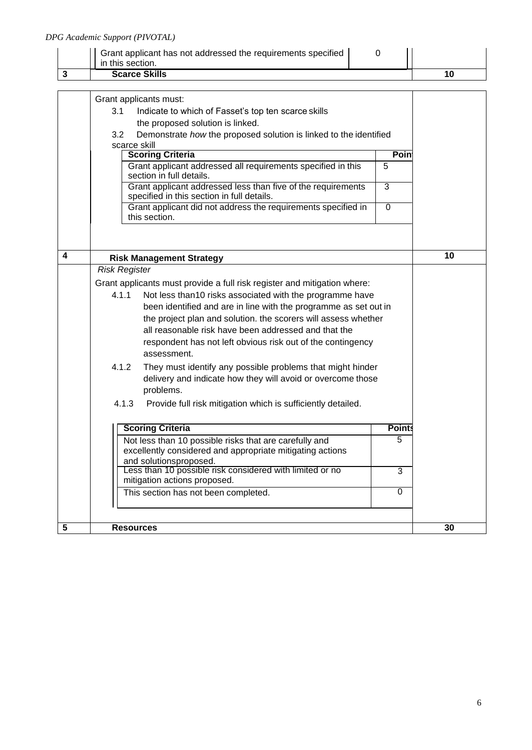| | Grant applicant has not addressed the requirements specified in this section. | 0 | |
|---|---|---|---|
| **3** | **Scarce Skills** | | **10** |

Grant applicants must:

3.1 Indicate to which of Fasset's top ten scarce skills the proposed solution is linked.

3.2 Demonstrate *how* the proposed solution is linked to the identified scarce skill

| Scoring Criteria | Poin |
|---|---|
| Grant applicant addressed all requirements specified in this section in full details. | 5 |
| Grant applicant addressed less than five of the requirements specified in this section in full details. | 3 |
| Grant applicant did not address the requirements specified in this section. | 0 |

| | | |
|---|---|---|
| **4** | **Risk Management Strategy** | **10** |

*Risk Register*

Grant applicants must provide a full risk register and mitigation where:

4.1.1 Not less than10 risks associated with the programme have been identified and are in line with the programme as set out in the project plan and solution. the scorers will assess whether all reasonable risk have been addressed and that the respondent has not left obvious risk out of the contingency assessment.

4.1.2 They must identify any possible problems that might hinder delivery and indicate how they will avoid or overcome those problems.

4.1.3 Provide full risk mitigation which is sufficiently detailed.

| Scoring Criteria | Points |
|---|---|
| Not less than 10 possible risks that are carefully and excellently considered and appropriate mitigating actions and solutionsproposed. | 5 |
| Less than 10 possible risk considered with limited or no mitigation actions proposed. | 3 |
| This section has not been completed. | 0 |

| | | |
|---|---|---|
| **5** | **Resources** | **30** |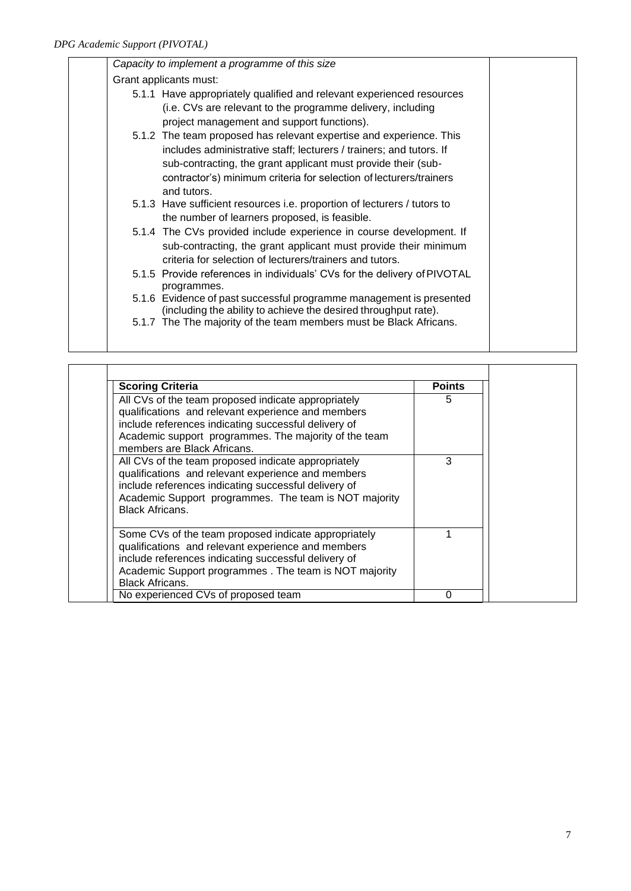*Capacity to implement a programme of this size*

Grant applicants must:

- 5.1.1 Have appropriately qualified and relevant experienced resources (i.e. CVs are relevant to the programme delivery, including project management and support functions).
- 5.1.2 The team proposed has relevant expertise and experience. This includes administrative staff; lecturers / trainers; and tutors. If sub-contracting, the grant applicant must provide their (sub-contractor's) minimum criteria for selection of lecturers/trainers and tutors.
- 5.1.3 Have sufficient resources i.e. proportion of lecturers / tutors to the number of learners proposed, is feasible.
- 5.1.4 The CVs provided include experience in course development. If sub-contracting, the grant applicant must provide their minimum criteria for selection of lecturers/trainers and tutors.
- 5.1.5 Provide references in individuals' CVs for the delivery of PIVOTAL programmes.
- 5.1.6 Evidence of past successful programme management is presented (including the ability to achieve the desired throughput rate).
- 5.1.7 The The majority of the team members must be Black Africans.

| Scoring Criteria | Points |
|---|---|
| All CVs of the team proposed indicate appropriately qualifications and relevant experience and members include references indicating successful delivery of Academic support programmes. The majority of the team members are Black Africans. | 5 |
| All CVs of the team proposed indicate appropriately qualifications and relevant experience and members include references indicating successful delivery of Academic Support programmes. The team is NOT majority Black Africans. | 3 |
| Some CVs of the team proposed indicate appropriately qualifications and relevant experience and members include references indicating successful delivery of Academic Support programmes . The team is NOT majority Black Africans. | 1 |
| No experienced CVs of proposed team | 0 |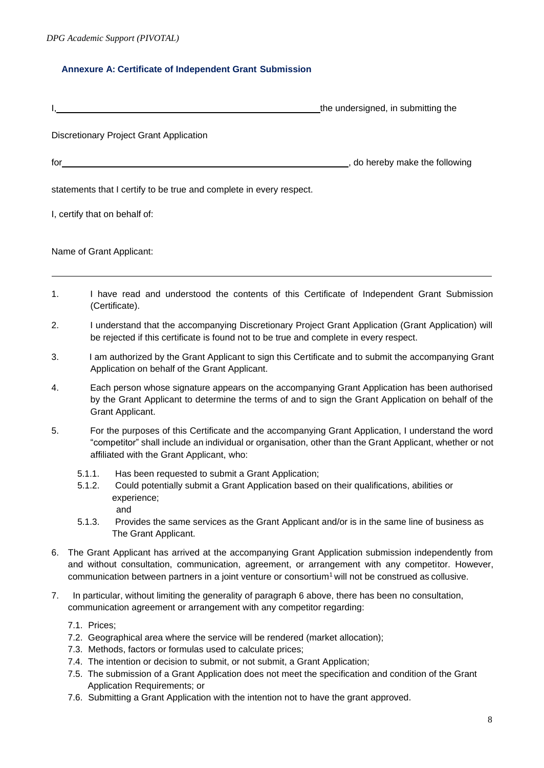## Annexure A: Certificate of Independent Grant Submission

I,\_\_\_\_\_\_\_\_\_\_\_\_\_\_\_\_\_\_\_\_\_\_\_\_\_\_\_\_\_\_\_\_\_\_\_\_\_\_\_\_\_\_\_\_\_\_\_\_\_\_\_\_the undersigned, in submitting the

Discretionary Project Grant Application

for\_\_\_\_\_\_\_\_\_\_\_\_\_\_\_\_\_\_\_\_\_\_\_\_\_\_\_\_\_\_\_\_\_\_\_\_\_\_\_\_\_\_\_\_\_\_\_\_\_\_\_\_\_\_\_\_, do hereby make the following

statements that I certify to be true and complete in every respect.

I, certify that on behalf of:

Name of Grant Applicant:

\_\_\_\_\_\_\_\_\_\_\_\_\_\_\_\_\_\_\_\_\_\_\_\_\_\_\_\_\_\_\_\_\_\_\_\_\_\_\_\_\_\_\_\_\_\_\_\_\_\_\_\_\_\_\_\_\_\_\_\_\_\_\_\_\_\_\_\_\_\_\_\_\_\_\_\_\_\_\_\_

1. I have read and understood the contents of this Certificate of Independent Grant Submission (Certificate).
2. I understand that the accompanying Discretionary Project Grant Application (Grant Application) will be rejected if this certificate is found not to be true and complete in every respect.
3. I am authorized by the Grant Applicant to sign this Certificate and to submit the accompanying Grant Application on behalf of the Grant Applicant.
4. Each person whose signature appears on the accompanying Grant Application has been authorised by the Grant Applicant to determine the terms of and to sign the Grant Application on behalf of the Grant Applicant.
5. For the purposes of this Certificate and the accompanying Grant Application, I understand the word "competitor" shall include an individual or organisation, other than the Grant Applicant, whether or not affiliated with the Grant Applicant, who:
   - 5.1.1. Has been requested to submit a Grant Application;
   - 5.1.2. Could potentially submit a Grant Application based on their qualifications, abilities or experience;
     and
   - 5.1.3. Provides the same services as the Grant Applicant and/or is in the same line of business as The Grant Applicant.
6. The Grant Applicant has arrived at the accompanying Grant Application submission independently from and without consultation, communication, agreement, or arrangement with any competitor. However, communication between partners in a joint venture or consortium[1] will not be construed as collusive.
7. In particular, without limiting the generality of paragraph 6 above, there has been no consultation, communication agreement or arrangement with any competitor regarding:
   - 7.1. Prices;
   - 7.2. Geographical area where the service will be rendered (market allocation);
   - 7.3. Methods, factors or formulas used to calculate prices;
   - 7.4. The intention or decision to submit, or not submit, a Grant Application;
   - 7.5. The submission of a Grant Application does not meet the specification and condition of the Grant Application Requirements; or
   - 7.6. Submitting a Grant Application with the intention not to have the grant approved.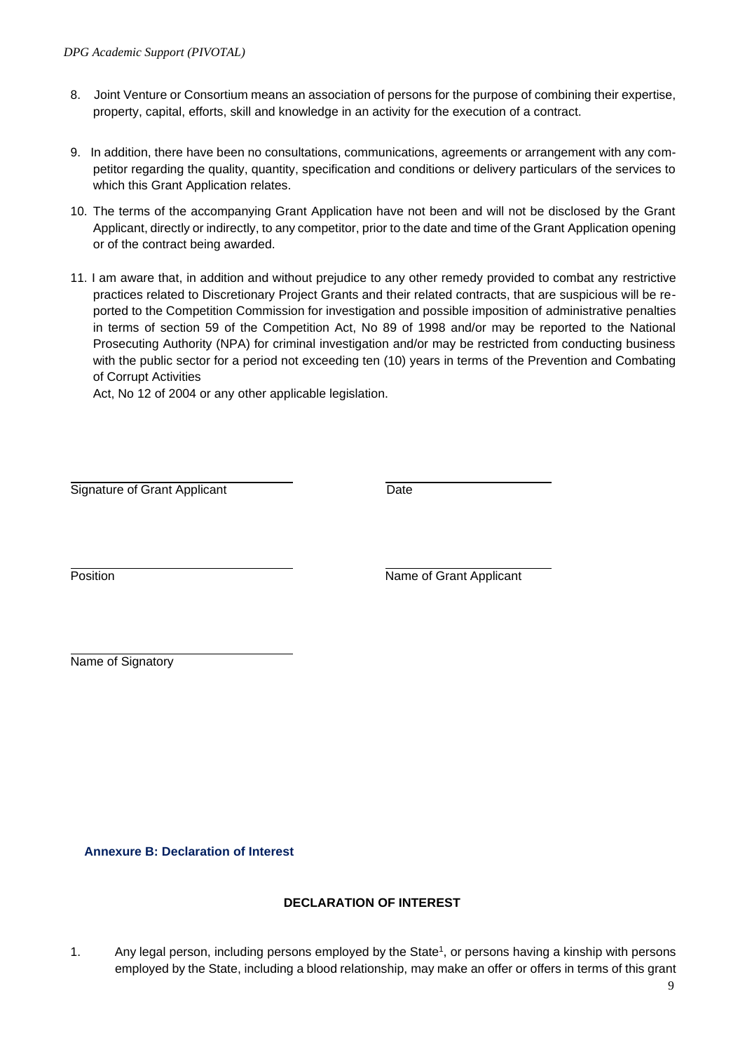8. Joint Venture or Consortium means an association of persons for the purpose of combining their expertise, property, capital, efforts, skill and knowledge in an activity for the execution of a contract.

9. In addition, there have been no consultations, communications, agreements or arrangement with any competitor regarding the quality, quantity, specification and conditions or delivery particulars of the services to which this Grant Application relates.

10. The terms of the accompanying Grant Application have not been and will not be disclosed by the Grant Applicant, directly or indirectly, to any competitor, prior to the date and time of the Grant Application opening or of the contract being awarded.

11. I am aware that, in addition and without prejudice to any other remedy provided to combat any restrictive practices related to Discretionary Project Grants and their related contracts, that are suspicious will be reported to the Competition Commission for investigation and possible imposition of administrative penalties in terms of section 59 of the Competition Act, No 89 of 1998 and/or may be reported to the National Prosecuting Authority (NPA) for criminal investigation and/or may be restricted from conducting business with the public sector for a period not exceeding ten (10) years in terms of the Prevention and Combating of Corrupt Activities
Act, No 12 of 2004 or any other applicable legislation.

\_\_\_\_\_\_\_\_\_\_\_\_\_\_\_\_\_\_\_\_\_\_\_\_\_\_\_\_ \_\_\_\_\_\_\_\_\_\_\_\_\_\_\_\_\_\_\_\_\_\_\_\_\_\_\_\_

Signature of Grant Applicant Date

\_\_\_\_\_\_\_\_\_\_\_\_\_\_\_\_\_\_\_\_\_\_\_\_\_\_\_\_ \_\_\_\_\_\_\_\_\_\_\_\_\_\_\_\_\_\_\_\_\_\_\_\_\_\_\_\_

Position Name of Grant Applicant

\_\_\_\_\_\_\_\_\_\_\_\_\_\_\_\_\_\_\_\_\_\_\_\_\_\_\_\_

Name of Signatory

### Annexure B: Declaration of Interest

**DECLARATION OF INTEREST**

1. Any legal person, including persons employed by the State[1], or persons having a kinship with persons employed by the State, including a blood relationship, may make an offer or offers in terms of this grant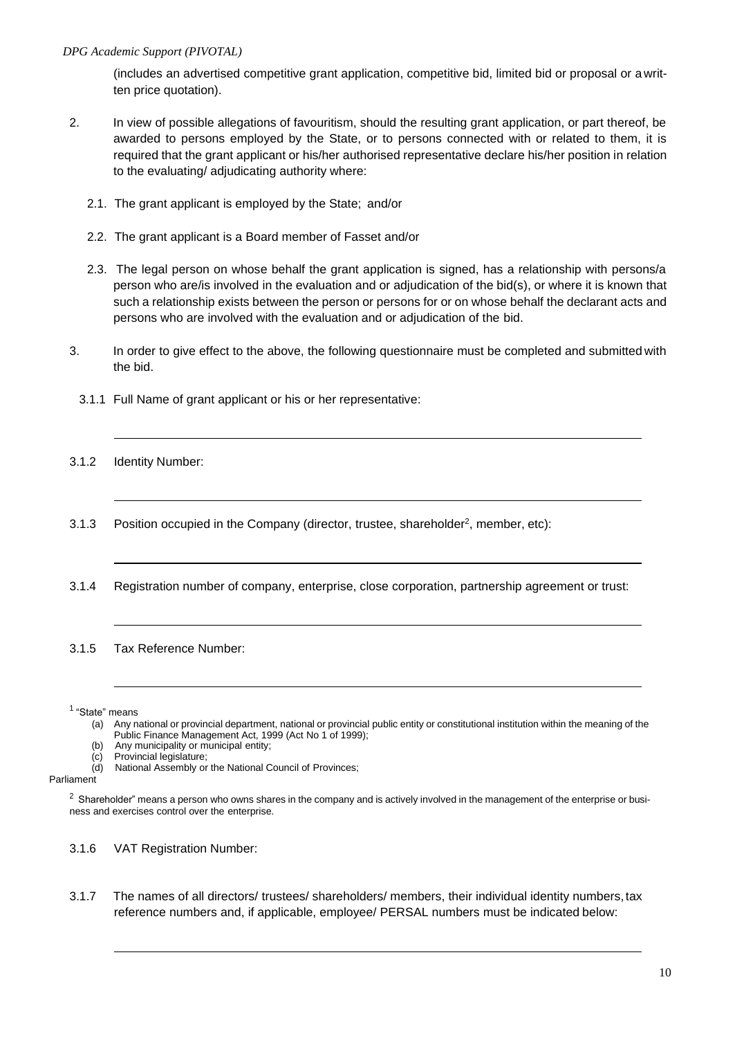(includes an advertised competitive grant application, competitive bid, limited bid or proposal or a written price quotation).

2. In view of possible allegations of favouritism, should the resulting grant application, or part thereof, be awarded to persons employed by the State, or to persons connected with or related to them, it is required that the grant applicant or his/her authorised representative declare his/her position in relation to the evaluating/ adjudicating authority where:

   2.1. The grant applicant is employed by the State; and/or

   2.2. The grant applicant is a Board member of Fasset and/or

   2.3. The legal person on whose behalf the grant application is signed, has a relationship with persons/a person who are/is involved in the evaluation and or adjudication of the bid(s), or where it is known that such a relationship exists between the person or persons for or on whose behalf the declarant acts and persons who are involved with the evaluation and or adjudication of the bid.

3. In order to give effect to the above, the following questionnaire must be completed and submitted with the bid.

   3.1.1 Full Name of grant applicant or his or her representative:

   ___________________________________________________________________

   3.1.2 Identity Number:

   ___________________________________________________________________

   3.1.3 Position occupied in the Company (director, trustee, shareholder[2], member, etc):

   ___________________________________________________________________

   3.1.4 Registration number of company, enterprise, close corporation, partnership agreement or trust:

   ___________________________________________________________________

   3.1.5 Tax Reference Number:

   ___________________________________________________________________

[1] "State" means
   (a) Any national or provincial department, national or provincial public entity or constitutional institution within the meaning of the Public Finance Management Act, 1999 (Act No 1 of 1999);
   (b) Any municipality or municipal entity;
   (c) Provincial legislature;
   (d) National Assembly or the National Council of Provinces;
Parliament

[2] Shareholder" means a person who owns shares in the company and is actively involved in the management of the enterprise or business and exercises control over the enterprise.

   3.1.6 VAT Registration Number:

   3.1.7 The names of all directors/ trustees/ shareholders/ members, their individual identity numbers, tax reference numbers and, if applicable, employee/ PERSAL numbers must be indicated below:

   ___________________________________________________________________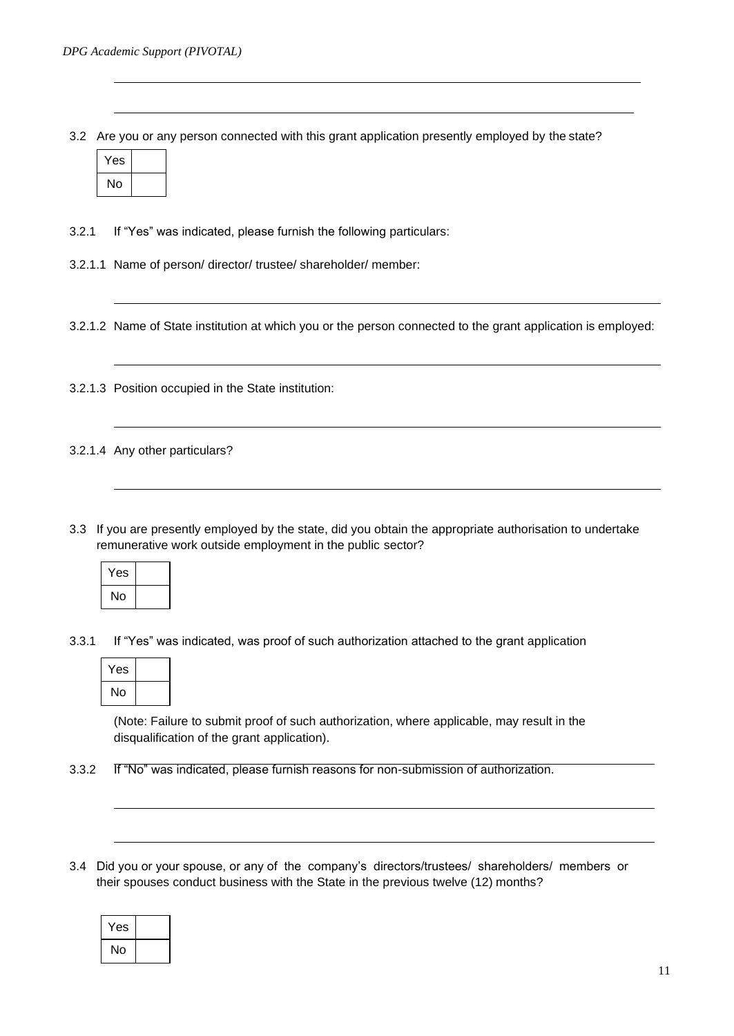3.2 Are you or any person connected with this grant application presently employed by the state?

| Yes | |
|---|---|
| No | |

3.2.1 If "Yes" was indicated, please furnish the following particulars:

3.2.1.1 Name of person/ director/ trustee/ shareholder/ member:

_______________________________________________

3.2.1.2 Name of State institution at which you or the person connected to the grant application is employed:

_______________________________________________

3.2.1.3 Position occupied in the State institution:

_______________________________________________

3.2.1.4 Any other particulars?

_______________________________________________

3.3 If you are presently employed by the state, did you obtain the appropriate authorisation to undertake remunerative work outside employment in the public sector?

| Yes | |
|---|---|
| No | |

3.3.1 If "Yes" was indicated, was proof of such authorization attached to the grant application

| Yes | |
|---|---|
| No | |

(Note: Failure to submit proof of such authorization, where applicable, may result in the disqualification of the grant application).

3.3.2 If "No" was indicated, please furnish reasons for non-submission of authorization.

_______________________________________________

_______________________________________________

3.4 Did you or your spouse, or any of the company's directors/trustees/ shareholders/ members or their spouses conduct business with the State in the previous twelve (12) months?

| Yes | |
|---|---|
| No | |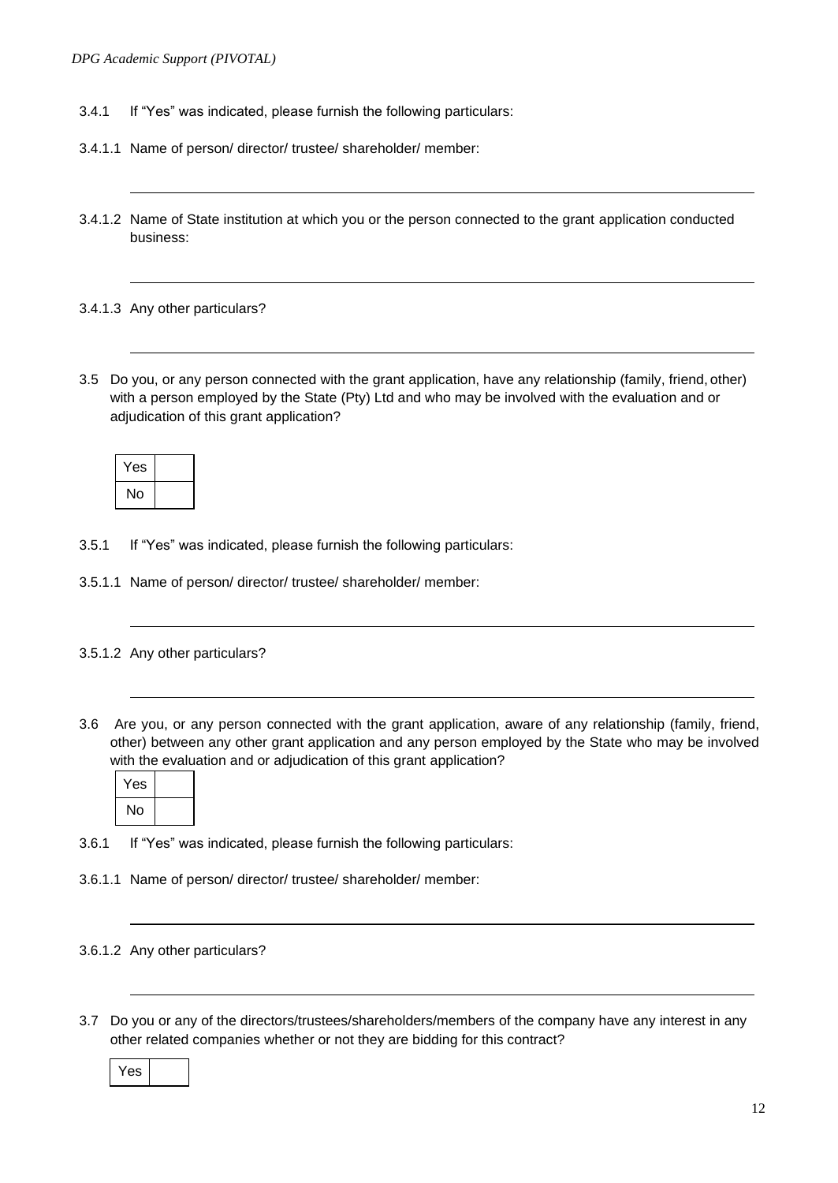3.4.1 If "Yes" was indicated, please furnish the following particulars:

3.4.1.1 Name of person/ director/ trustee/ shareholder/ member:

_______________________________________________________________________________

3.4.1.2 Name of State institution at which you or the person connected to the grant application conducted business:

_______________________________________________________________________________

3.4.1.3 Any other particulars?

_______________________________________________________________________________

3.5 Do you, or any person connected with the grant application, have any relationship (family, friend, other) with a person employed by the State (Pty) Ltd and who may be involved with the evaluation and or adjudication of this grant application?

| Yes | |
|---|---|
| No | |

3.5.1 If "Yes" was indicated, please furnish the following particulars:

3.5.1.1 Name of person/ director/ trustee/ shareholder/ member:

_______________________________________________________________________________

3.5.1.2 Any other particulars?

_______________________________________________________________________________

3.6 Are you, or any person connected with the grant application, aware of any relationship (family, friend, other) between any other grant application and any person employed by the State who may be involved with the evaluation and or adjudication of this grant application?

| Yes | |
|---|---|
| No | |

3.6.1 If "Yes" was indicated, please furnish the following particulars:

3.6.1.1 Name of person/ director/ trustee/ shareholder/ member:

_______________________________________________________________________________

3.6.1.2 Any other particulars?

_______________________________________________________________________________

3.7 Do you or any of the directors/trustees/shareholders/members of the company have any interest in any other related companies whether or not they are bidding for this contract?

| Yes | |
|---|---|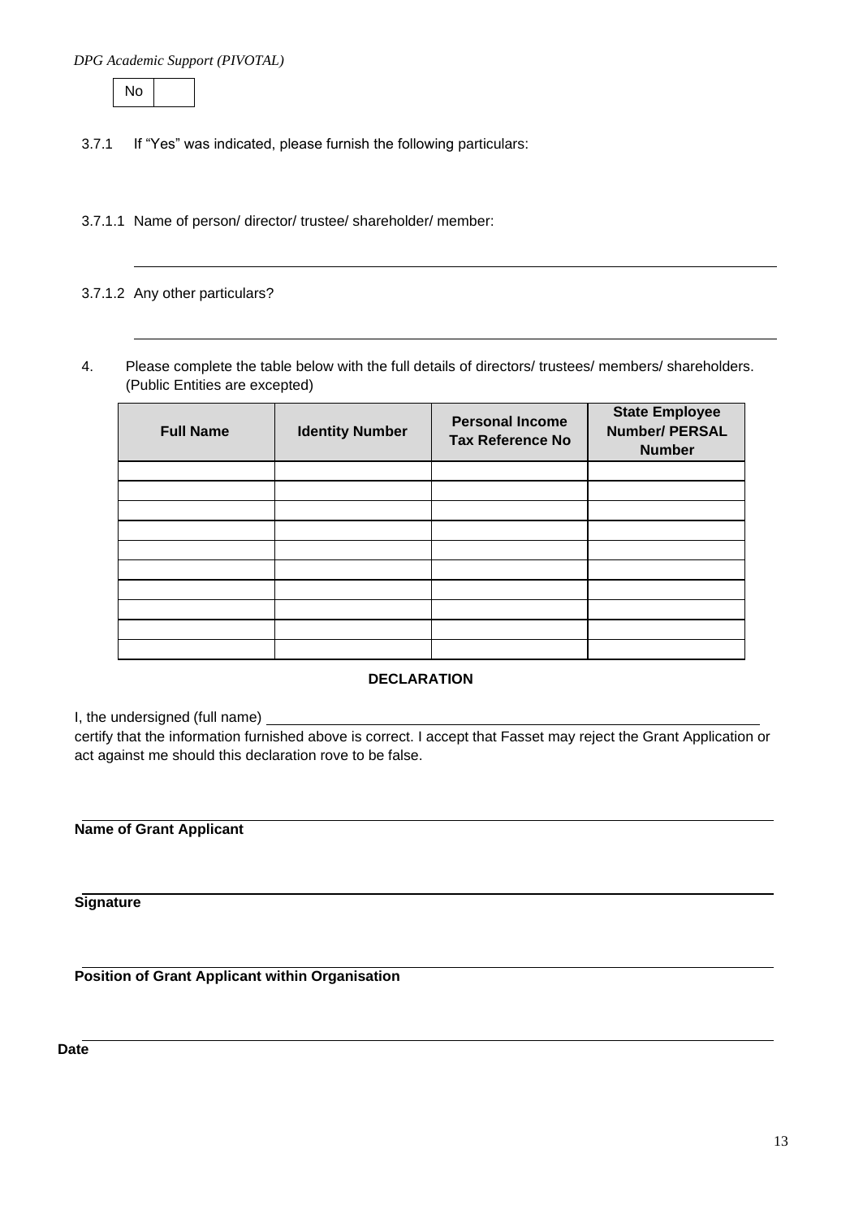*DPG Academic Support (PIVOTAL)*

| No | |
|---|---|

3.7.1 If "Yes" was indicated, please furnish the following particulars:

3.7.1.1 Name of person/ director/ trustee/ shareholder/ member:

\_\_\_\_\_\_\_\_\_\_\_\_\_\_\_\_\_\_\_\_\_\_\_\_\_\_\_\_\_\_\_\_\_\_\_\_\_\_\_\_

3.7.1.2 Any other particulars?

\_\_\_\_\_\_\_\_\_\_\_\_\_\_\_\_\_\_\_\_\_\_\_\_\_\_\_\_\_\_\_\_\_\_\_\_\_\_\_\_

4. Please complete the table below with the full details of directors/ trustees/ members/ shareholders. (Public Entities are excepted)

| Full Name | Identity Number | Personal Income Tax Reference No | State Employee Number/ PERSAL Number |
|---|---|---|---|
| | | | |
| | | | |
| | | | |
| | | | |
| | | | |
| | | | |
| | | | |
| | | | |
| | | | |
| | | | |

**DECLARATION**

I, the undersigned (full name) \_\_\_\_\_\_\_\_\_\_\_\_\_\_\_\_\_\_\_\_\_\_\_\_\_\_\_\_\_\_\_\_\_\_\_\_\_\_\_\_
certify that the information furnished above is correct. I accept that Fasset may reject the Grant Application or act against me should this declaration rove to be false.

\_\_\_\_\_\_\_\_\_\_\_\_\_\_\_\_\_\_\_\_\_\_\_\_\_\_\_\_\_\_\_\_\_\_\_\_\_\_\_\_

**Name of Grant Applicant**

\_\_\_\_\_\_\_\_\_\_\_\_\_\_\_\_\_\_\_\_\_\_\_\_\_\_\_\_\_\_\_\_\_\_\_\_\_\_\_\_

**Signature**

\_\_\_\_\_\_\_\_\_\_\_\_\_\_\_\_\_\_\_\_\_\_\_\_\_\_\_\_\_\_\_\_\_\_\_\_\_\_\_\_

**Position of Grant Applicant within Organisation**

\_\_\_\_\_\_\_\_\_\_\_\_\_\_\_\_\_\_\_\_\_\_\_\_\_\_\_\_\_\_\_\_\_\_\_\_\_\_\_\_

**Date**